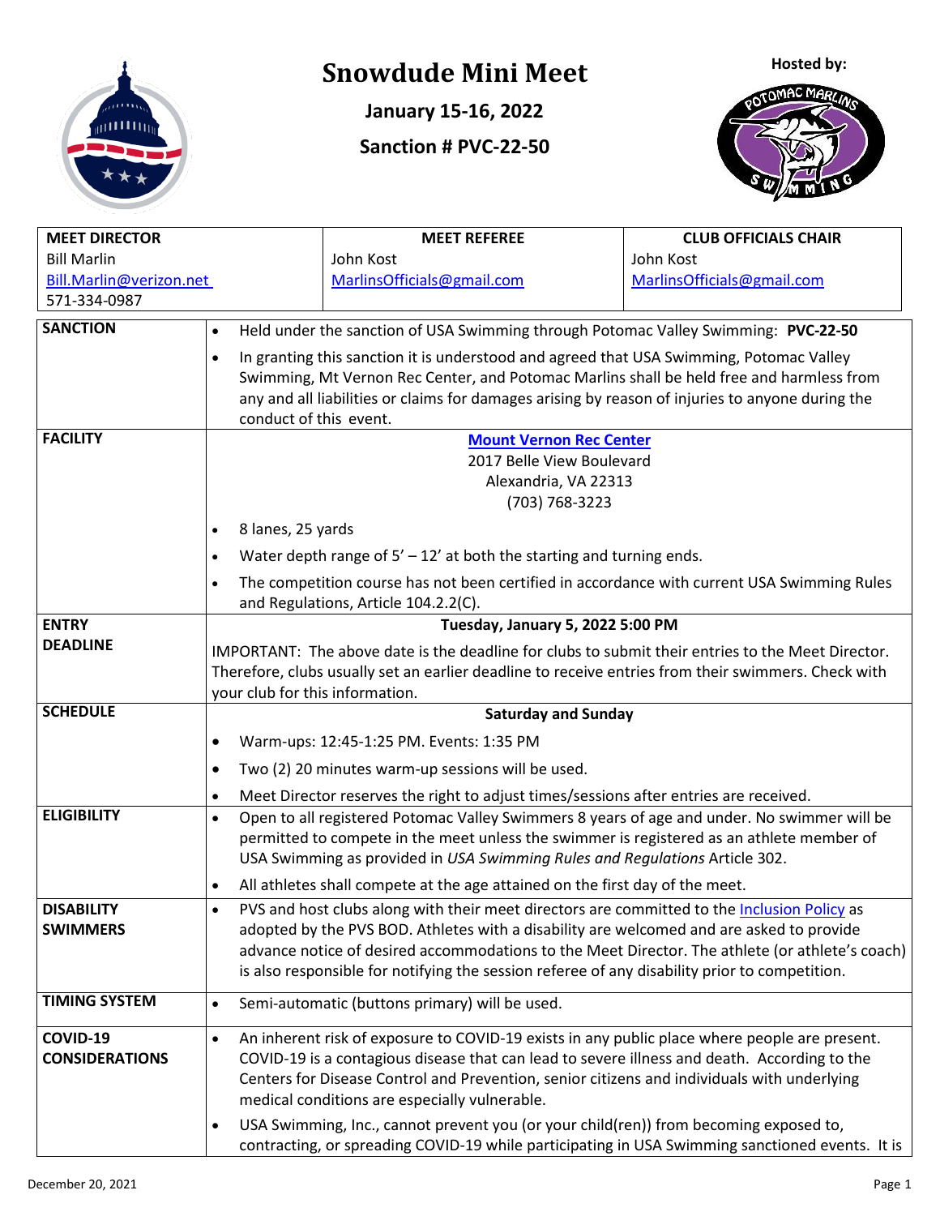# Snowdude Mini Meet

**January 15-16, 2022**

**Sanction # PVC-22-50**

**Hosted by:**

| MEET DIRECTOR | MEET REFEREE | CLUB OFFICIALS CHAIR |
|---|---|---|
| Bill Marlin<br>Bill.Marlin@verizon.net<br>571-334-0987 | John Kost<br>MarlinsOfficials@gmail.com | John Kost<br>MarlinsOfficials@gmail.com |

| | |
|---|---|
| **SANCTION** | • Held under the sanction of USA Swimming through Potomac Valley Swimming: **PVC-22-50**<br>• In granting this sanction it is understood and agreed that USA Swimming, Potomac Valley Swimming, Mt Vernon Rec Center, and Potomac Marlins shall be held free and harmless from any and all liabilities or claims for damages arising by reason of injuries to anyone during the conduct of this event. |
| **FACILITY** | **Mount Vernon Rec Center**<br>2017 Belle View Boulevard<br>Alexandria, VA 22313<br>(703) 768-3223<br>• 8 lanes, 25 yards<br>• Water depth range of 5' – 12' at both the starting and turning ends.<br>• The competition course has not been certified in accordance with current USA Swimming Rules and Regulations, Article 104.2.2(C). |
| **ENTRY DEADLINE** | **Tuesday, January 5, 2022 5:00 PM**<br>IMPORTANT: The above date is the deadline for clubs to submit their entries to the Meet Director. Therefore, clubs usually set an earlier deadline to receive entries from their swimmers. Check with your club for this information. |
| **SCHEDULE** | **Saturday and Sunday**<br>• Warm-ups: 12:45-1:25 PM. Events: 1:35 PM<br>• Two (2) 20 minutes warm-up sessions will be used.<br>• Meet Director reserves the right to adjust times/sessions after entries are received. |
| **ELIGIBILITY** | • Open to all registered Potomac Valley Swimmers 8 years of age and under. No swimmer will be permitted to compete in the meet unless the swimmer is registered as an athlete member of USA Swimming as provided in *USA Swimming Rules and Regulations* Article 302.<br>• All athletes shall compete at the age attained on the first day of the meet. |
| **DISABILITY SWIMMERS** | • PVS and host clubs along with their meet directors are committed to the Inclusion Policy as adopted by the PVS BOD. Athletes with a disability are welcomed and are asked to provide advance notice of desired accommodations to the Meet Director. The athlete (or athlete's coach) is also responsible for notifying the session referee of any disability prior to competition. |
| **TIMING SYSTEM** | • Semi-automatic (buttons primary) will be used. |
| **COVID-19 CONSIDERATIONS** | • An inherent risk of exposure to COVID-19 exists in any public place where people are present. COVID-19 is a contagious disease that can lead to severe illness and death. According to the Centers for Disease Control and Prevention, senior citizens and individuals with underlying medical conditions are especially vulnerable.<br>• USA Swimming, Inc., cannot prevent you (or your child(ren)) from becoming exposed to, contracting, or spreading COVID-19 while participating in USA Swimming sanctioned events. It is |

December 20, 2021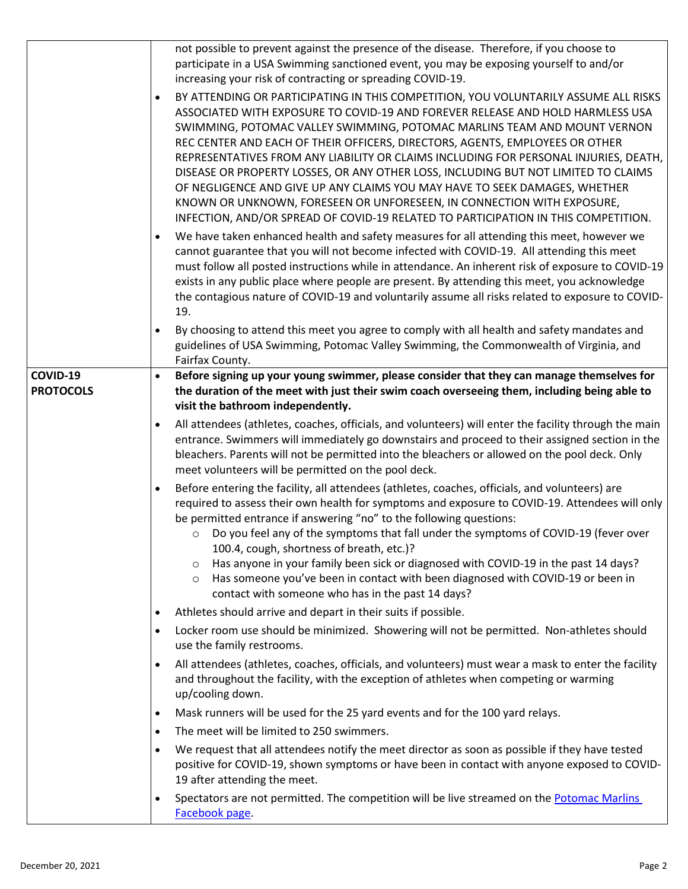| | |
|---|---|
| | not possible to prevent against the presence of the disease. Therefore, if you choose to participate in a USA Swimming sanctioned event, you may be exposing yourself to and/or increasing your risk of contracting or spreading COVID-19.<br>• BY ATTENDING OR PARTICIPATING IN THIS COMPETITION, YOU VOLUNTARILY ASSUME ALL RISKS ASSOCIATED WITH EXPOSURE TO COVID-19 AND FOREVER RELEASE AND HOLD HARMLESS USA SWIMMING, POTOMAC VALLEY SWIMMING, POTOMAC MARLINS TEAM AND MOUNT VERNON REC CENTER AND EACH OF THEIR OFFICERS, DIRECTORS, AGENTS, EMPLOYEES OR OTHER REPRESENTATIVES FROM ANY LIABILITY OR CLAIMS INCLUDING FOR PERSONAL INJURIES, DEATH, DISEASE OR PROPERTY LOSSES, OR ANY OTHER LOSS, INCLUDING BUT NOT LIMITED TO CLAIMS OF NEGLIGENCE AND GIVE UP ANY CLAIMS YOU MAY HAVE TO SEEK DAMAGES, WHETHER KNOWN OR UNKNOWN, FORESEEN OR UNFORESEEN, IN CONNECTION WITH EXPOSURE, INFECTION, AND/OR SPREAD OF COVID-19 RELATED TO PARTICIPATION IN THIS COMPETITION.<br>• We have taken enhanced health and safety measures for all attending this meet, however we cannot guarantee that you will not become infected with COVID-19. All attending this meet must follow all posted instructions while in attendance. An inherent risk of exposure to COVID-19 exists in any public place where people are present. By attending this meet, you acknowledge the contagious nature of COVID-19 and voluntarily assume all risks related to exposure to COVID-19.<br>• By choosing to attend this meet you agree to comply with all health and safety mandates and guidelines of USA Swimming, Potomac Valley Swimming, the Commonwealth of Virginia, and Fairfax County. |
| **COVID-19 PROTOCOLS** | • **Before signing up your young swimmer, please consider that they can manage themselves for the duration of the meet with just their swim coach overseeing them, including being able to visit the bathroom independently.**<br>• All attendees (athletes, coaches, officials, and volunteers) will enter the facility through the main entrance. Swimmers will immediately go downstairs and proceed to their assigned section in the bleachers. Parents will not be permitted into the bleachers or allowed on the pool deck. Only meet volunteers will be permitted on the pool deck.<br>• Before entering the facility, all attendees (athletes, coaches, officials, and volunteers) are required to assess their own health for symptoms and exposure to COVID-19. Attendees will only be permitted entrance if answering "no" to the following questions:<br>  ○ Do you feel any of the symptoms that fall under the symptoms of COVID-19 (fever over 100.4, cough, shortness of breath, etc.)?<br>  ○ Has anyone in your family been sick or diagnosed with COVID-19 in the past 14 days?<br>  ○ Has someone you've been in contact with been diagnosed with COVID-19 or been in contact with someone who has in the past 14 days?<br>• Athletes should arrive and depart in their suits if possible.<br>• Locker room use should be minimized. Showering will not be permitted. Non-athletes should use the family restrooms.<br>• All attendees (athletes, coaches, officials, and volunteers) must wear a mask to enter the facility and throughout the facility, with the exception of athletes when competing or warming up/cooling down.<br>• Mask runners will be used for the 25 yard events and for the 100 yard relays.<br>• The meet will be limited to 250 swimmers.<br>• We request that all attendees notify the meet director as soon as possible if they have tested positive for COVID-19, shown symptoms or have been in contact with anyone exposed to COVID-19 after attending the meet.<br>• Spectators are not permitted. The competition will be live streamed on the Potomac Marlins Facebook page. |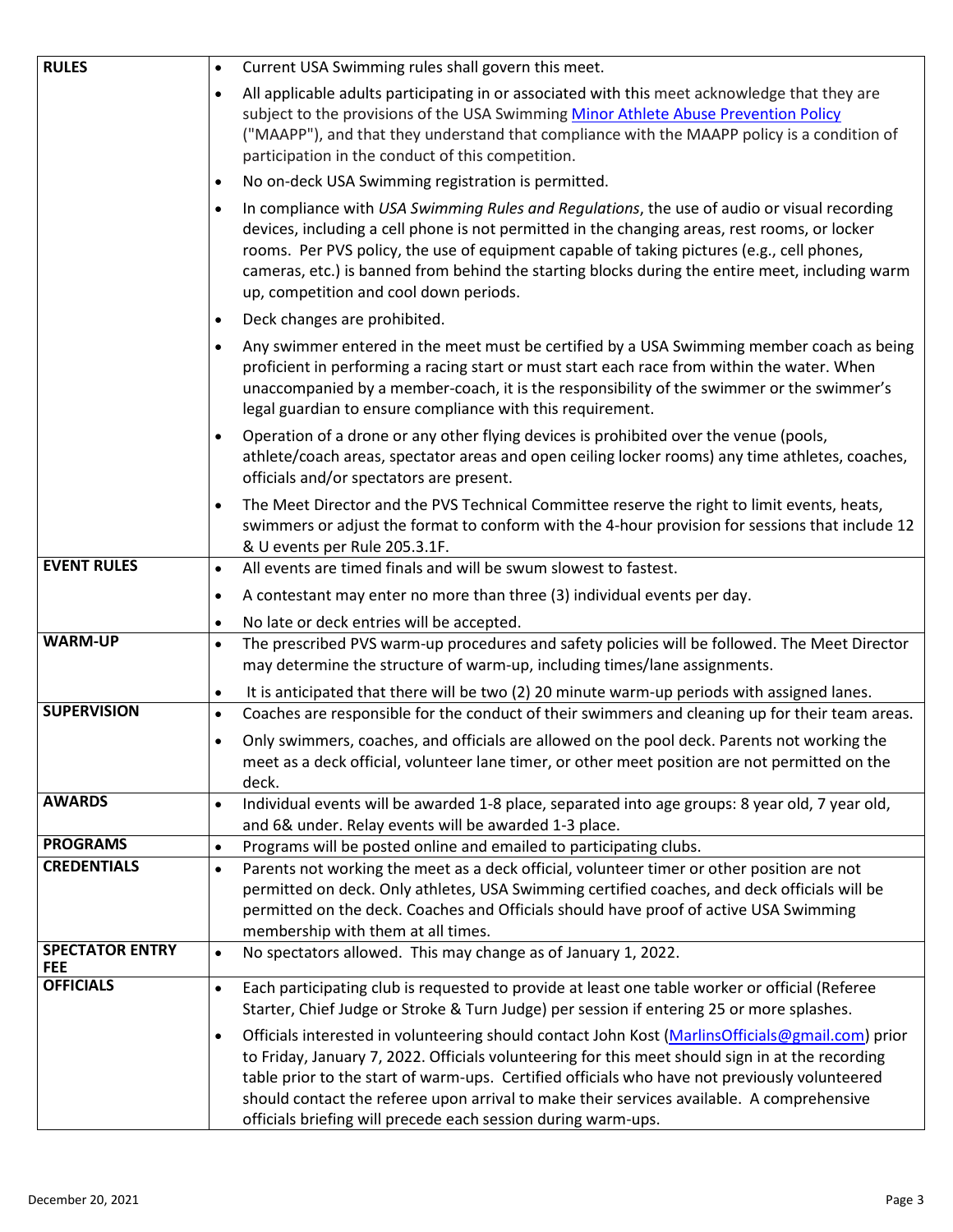| | |
|---|---|
| **RULES** | • Current USA Swimming rules shall govern this meet.<br>• All applicable adults participating in or associated with this meet acknowledge that they are subject to the provisions of the USA Swimming Minor Athlete Abuse Prevention Policy ("MAAPP"), and that they understand that compliance with the MAAPP policy is a condition of participation in the conduct of this competition.<br>• No on-deck USA Swimming registration is permitted.<br>• In compliance with *USA Swimming Rules and Regulations*, the use of audio or visual recording devices, including a cell phone is not permitted in the changing areas, rest rooms, or locker rooms. Per PVS policy, the use of equipment capable of taking pictures (e.g., cell phones, cameras, etc.) is banned from behind the starting blocks during the entire meet, including warm up, competition and cool down periods.<br>• Deck changes are prohibited.<br>• Any swimmer entered in the meet must be certified by a USA Swimming member coach as being proficient in performing a racing start or must start each race from within the water. When unaccompanied by a member-coach, it is the responsibility of the swimmer or the swimmer's legal guardian to ensure compliance with this requirement.<br>• Operation of a drone or any other flying devices is prohibited over the venue (pools, athlete/coach areas, spectator areas and open ceiling locker rooms) any time athletes, coaches, officials and/or spectators are present.<br>• The Meet Director and the PVS Technical Committee reserve the right to limit events, heats, swimmers or adjust the format to conform with the 4-hour provision for sessions that include 12 & U events per Rule 205.3.1F. |
| **EVENT RULES** | • All events are timed finals and will be swum slowest to fastest.<br>• A contestant may enter no more than three (3) individual events per day.<br>• No late or deck entries will be accepted. |
| **WARM-UP** | • The prescribed PVS warm-up procedures and safety policies will be followed. The Meet Director may determine the structure of warm-up, including times/lane assignments.<br>• It is anticipated that there will be two (2) 20 minute warm-up periods with assigned lanes. |
| **SUPERVISION** | • Coaches are responsible for the conduct of their swimmers and cleaning up for their team areas.<br>• Only swimmers, coaches, and officials are allowed on the pool deck. Parents not working the meet as a deck official, volunteer lane timer, or other meet position are not permitted on the deck. |
| **AWARDS** | • Individual events will be awarded 1-8 place, separated into age groups: 8 year old, 7 year old, and 6& under. Relay events will be awarded 1-3 place. |
| **PROGRAMS** | • Programs will be posted online and emailed to participating clubs. |
| **CREDENTIALS** | • Parents not working the meet as a deck official, volunteer timer or other position are not permitted on deck. Only athletes, USA Swimming certified coaches, and deck officials will be permitted on the deck. Coaches and Officials should have proof of active USA Swimming membership with them at all times. |
| **SPECTATOR ENTRY FEE** | • No spectators allowed. This may change as of January 1, 2022. |
| **OFFICIALS** | • Each participating club is requested to provide at least one table worker or official (Referee Starter, Chief Judge or Stroke & Turn Judge) per session if entering 25 or more splashes.<br>• Officials interested in volunteering should contact John Kost (MarlinsOfficials@gmail.com) prior to Friday, January 7, 2022. Officials volunteering for this meet should sign in at the recording table prior to the start of warm-ups. Certified officials who have not previously volunteered should contact the referee upon arrival to make their services available. A comprehensive officials briefing will precede each session during warm-ups. |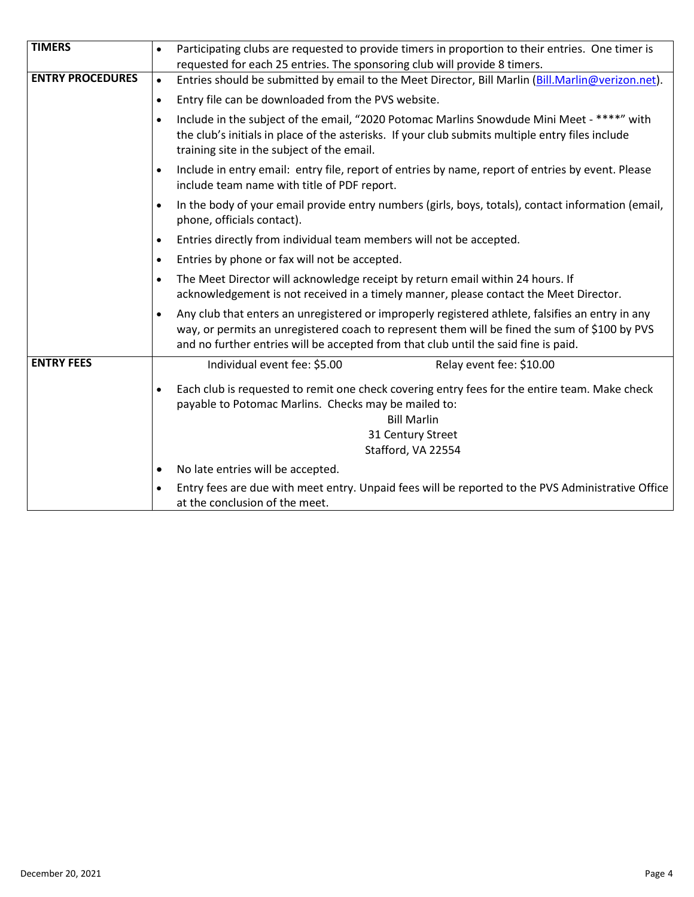| | |
|---|---|
| **TIMERS** | • Participating clubs are requested to provide timers in proportion to their entries. One timer is requested for each 25 entries. The sponsoring club will provide 8 timers. |
| **ENTRY PROCEDURES** | • Entries should be submitted by email to the Meet Director, Bill Marlin (Bill.Marlin@verizon.net).<br>• Entry file can be downloaded from the PVS website.<br>• Include in the subject of the email, "2020 Potomac Marlins Snowdude Mini Meet - ****" with the club's initials in place of the asterisks. If your club submits multiple entry files include training site in the subject of the email.<br>• Include in entry email: entry file, report of entries by name, report of entries by event. Please include team name with title of PDF report.<br>• In the body of your email provide entry numbers (girls, boys, totals), contact information (email, phone, officials contact).<br>• Entries directly from individual team members will not be accepted.<br>• Entries by phone or fax will not be accepted.<br>• The Meet Director will acknowledge receipt by return email within 24 hours. If acknowledgement is not received in a timely manner, please contact the Meet Director.<br>• Any club that enters an unregistered or improperly registered athlete, falsifies an entry in any way, or permits an unregistered coach to represent them will be fined the sum of $100 by PVS and no further entries will be accepted from that club until the said fine is paid. |
| **ENTRY FEES** | Individual event fee: $5.00 Relay event fee: $10.00<br>• Each club is requested to remit one check covering entry fees for the entire team. Make check payable to Potomac Marlins. Checks may be mailed to:<br>Bill Marlin<br>31 Century Street<br>Stafford, VA 22554<br>• No late entries will be accepted.<br>• Entry fees are due with meet entry. Unpaid fees will be reported to the PVS Administrative Office at the conclusion of the meet. |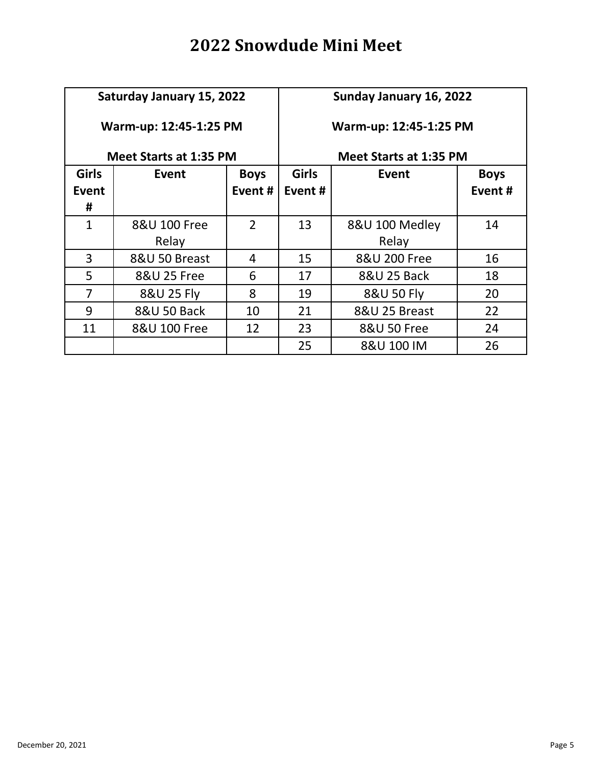# 2022 Snowdude Mini Meet

| Saturday January 15, 2022<br>Warm-up: 12:45-1:25 PM<br>Meet Starts at 1:35 PM | | | Sunday January 16, 2022<br>Warm-up: 12:45-1:25 PM<br>Meet Starts at 1:35 PM | | |
|---|---|---|---|---|---|
| **Girls Event #** | **Event** | **Boys Event #** | **Girls Event #** | **Event** | **Boys Event #** |
| 1 | 8&U 100 Free Relay | 2 | 13 | 8&U 100 Medley Relay | 14 |
| 3 | 8&U 50 Breast | 4 | 15 | 8&U 200 Free | 16 |
| 5 | 8&U 25 Free | 6 | 17 | 8&U 25 Back | 18 |
| 7 | 8&U 25 Fly | 8 | 19 | 8&U 50 Fly | 20 |
| 9 | 8&U 50 Back | 10 | 21 | 8&U 25 Breast | 22 |
| 11 | 8&U 100 Free | 12 | 23 | 8&U 50 Free | 24 |
| | | | 25 | 8&U 100 IM | 26 |

December 20, 2021